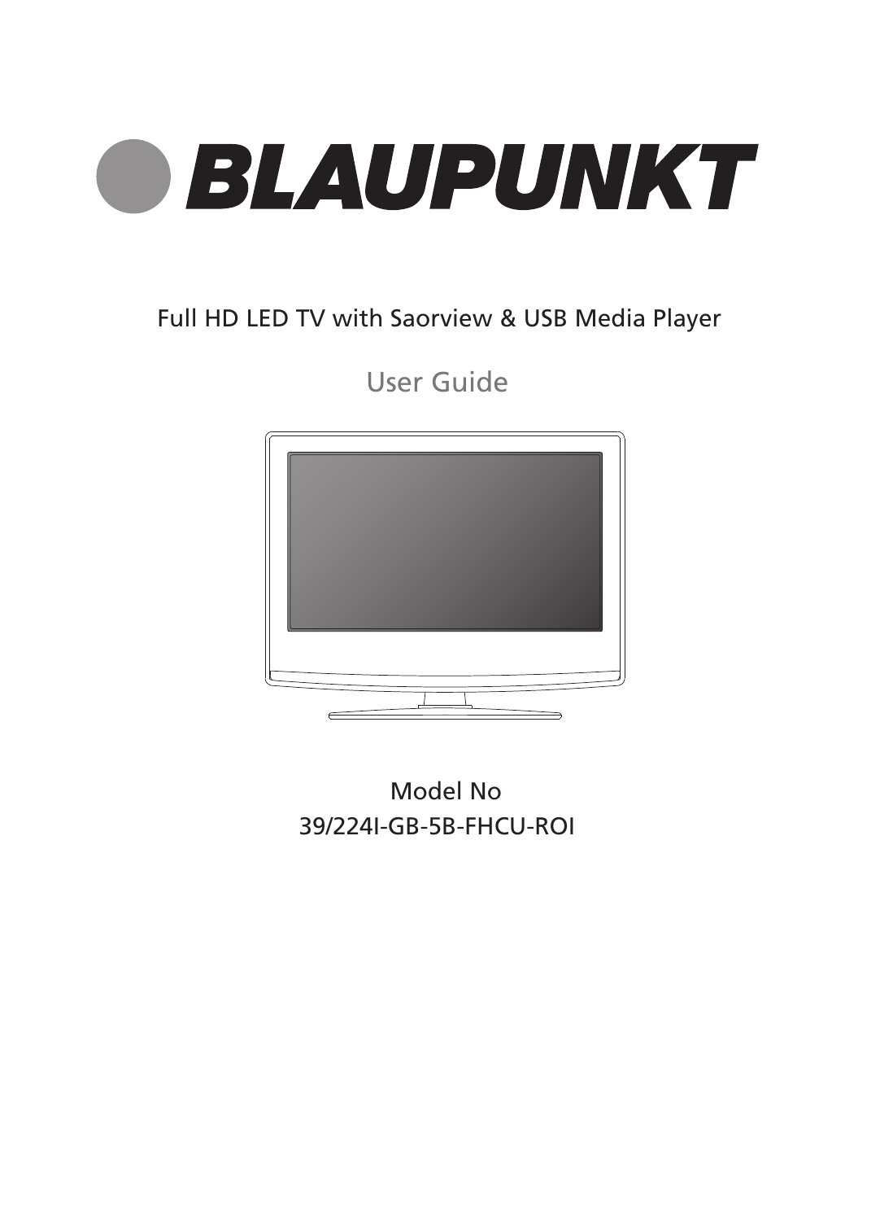# BLAUPUNKT

Full HD LED TV with Saorview & USB Media Player

User Guide

Model No
39/224I-GB-5B-FHCU-ROI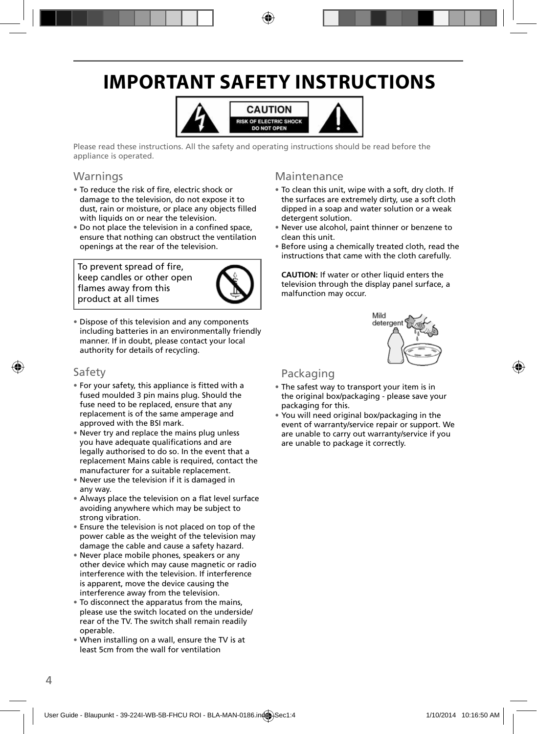# IMPORTANT SAFETY INSTRUCTIONS

CAUTION
RISK OF ELECTRIC SHOCK
DO NOT OPEN

Please read these instructions. All the safety and operating instructions should be read before the appliance is operated.

## Warnings

- To reduce the risk of fire, electric shock or damage to the television, do not expose it to dust, rain or moisture, or place any objects filled with liquids on or near the television.
- Do not place the television in a confined space, ensure that nothing can obstruct the ventilation openings at the rear of the television.

To prevent spread of fire, keep candles or other open flames away from this product at all times

- Dispose of this television and any components including batteries in an environmentally friendly manner. If in doubt, please contact your local authority for details of recycling.

## Safety

- For your safety, this appliance is fitted with a fused moulded 3 pin mains plug. Should the fuse need to be replaced, ensure that any replacement is of the same amperage and approved with the BSI mark.
- Never try and replace the mains plug unless you have adequate qualifications and are legally authorised to do so. In the event that a replacement Mains cable is required, contact the manufacturer for a suitable replacement.
- Never use the television if it is damaged in any way.
- Always place the television on a flat level surface avoiding anywhere which may be subject to strong vibration.
- Ensure the television is not placed on top of the power cable as the weight of the television may damage the cable and cause a safety hazard.
- Never place mobile phones, speakers or any other device which may cause magnetic or radio interference with the television. If interference is apparent, move the device causing the interference away from the television.
- To disconnect the apparatus from the mains, please use the switch located on the underside/ rear of the TV. The switch shall remain readily operable.
- When installing on a wall, ensure the TV is at least 5cm from the wall for ventilation

## Maintenance

- To clean this unit, wipe with a soft, dry cloth. If the surfaces are extremely dirty, use a soft cloth dipped in a soap and water solution or a weak detergent solution.
- Never use alcohol, paint thinner or benzene to clean this unit.
- Before using a chemically treated cloth, read the instructions that came with the cloth carefully.

**CAUTION:** If water or other liquid enters the television through the display panel surface, a malfunction may occur.

Mild detergent

## Packaging

- The safest way to transport your item is in the original box/packaging - please save your packaging for this.
- You will need original box/packaging in the event of warranty/service repair or support. We are unable to carry out warranty/service if you are unable to package it correctly.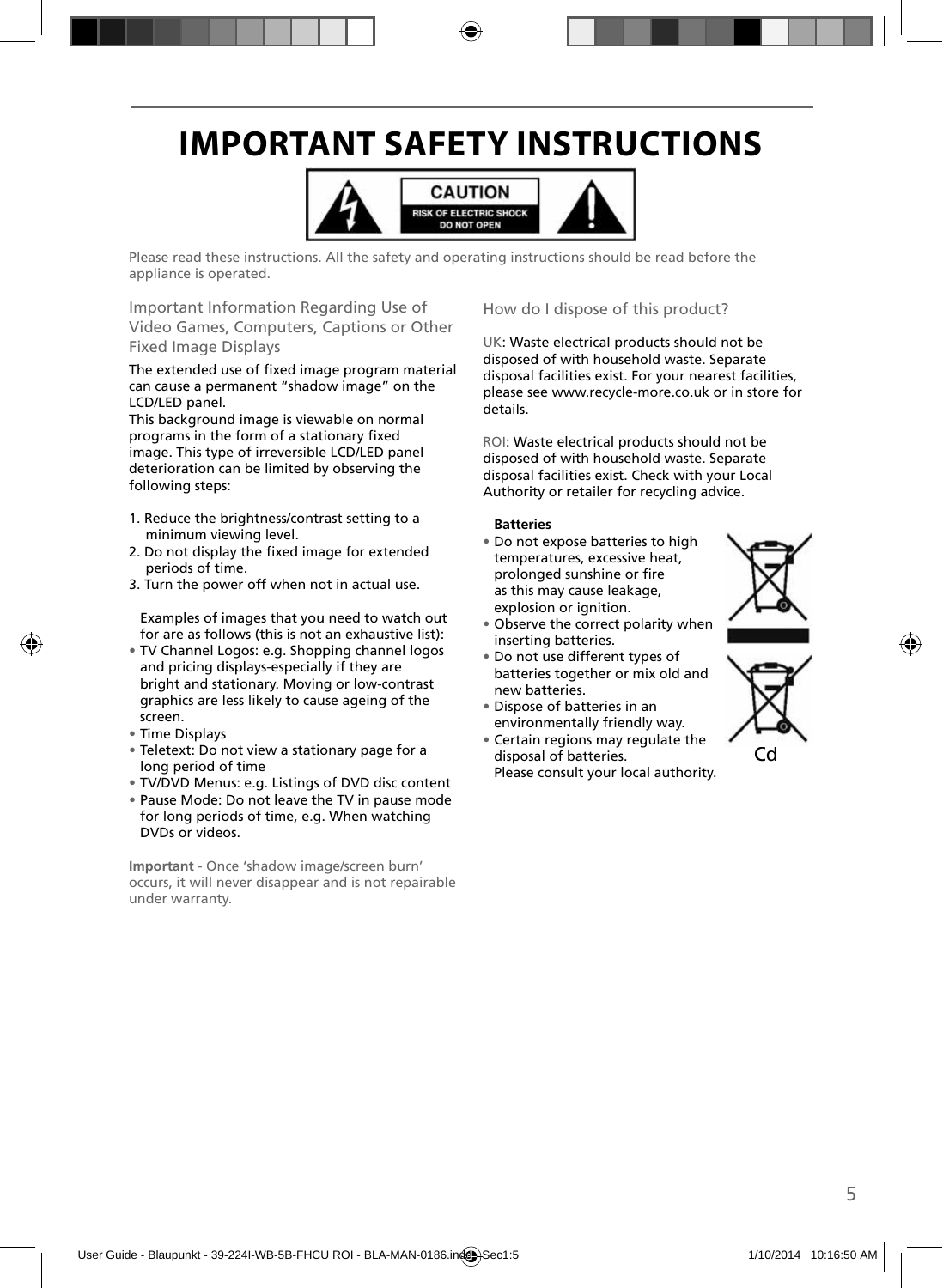# IMPORTANT SAFETY INSTRUCTIONS

CAUTION
RISK OF ELECTRIC SHOCK
DO NOT OPEN

Please read these instructions. All the safety and operating instructions should be read before the appliance is operated.

## Important Information Regarding Use of Video Games, Computers, Captions or Other Fixed Image Displays

The extended use of fixed image program material can cause a permanent "shadow image" on the LCD/LED panel.
This background image is viewable on normal programs in the form of a stationary fixed image. This type of irreversible LCD/LED panel deterioration can be limited by observing the following steps:

1. Reduce the brightness/contrast setting to a minimum viewing level.
2. Do not display the fixed image for extended periods of time.
3. Turn the power off when not in actual use.

Examples of images that you need to watch out for are as follows (this is not an exhaustive list):

- TV Channel Logos: e.g. Shopping channel logos and pricing displays-especially if they are bright and stationary. Moving or low-contrast graphics are less likely to cause ageing of the screen.
- Time Displays
- Teletext: Do not view a stationary page for a long period of time
- TV/DVD Menus: e.g. Listings of DVD disc content
- Pause Mode: Do not leave the TV in pause mode for long periods of time, e.g. When watching DVDs or videos.

**Important** - Once 'shadow image/screen burn' occurs, it will never disappear and is not repairable under warranty.

## How do I dispose of this product?

UK: Waste electrical products should not be disposed of with household waste. Separate disposal facilities exist. For your nearest facilities, please see www.recycle-more.co.uk or in store for details.

ROI: Waste electrical products should not be disposed of with household waste. Separate disposal facilities exist. Check with your Local Authority or retailer for recycling advice.

**Batteries**

- Do not expose batteries to high temperatures, excessive heat, prolonged sunshine or fire as this may cause leakage, explosion or ignition.
- Observe the correct polarity when inserting batteries.
- Do not use different types of batteries together or mix old and new batteries.
- Dispose of batteries in an environmentally friendly way.
- Certain regions may regulate the disposal of batteries. Please consult your local authority.

Cd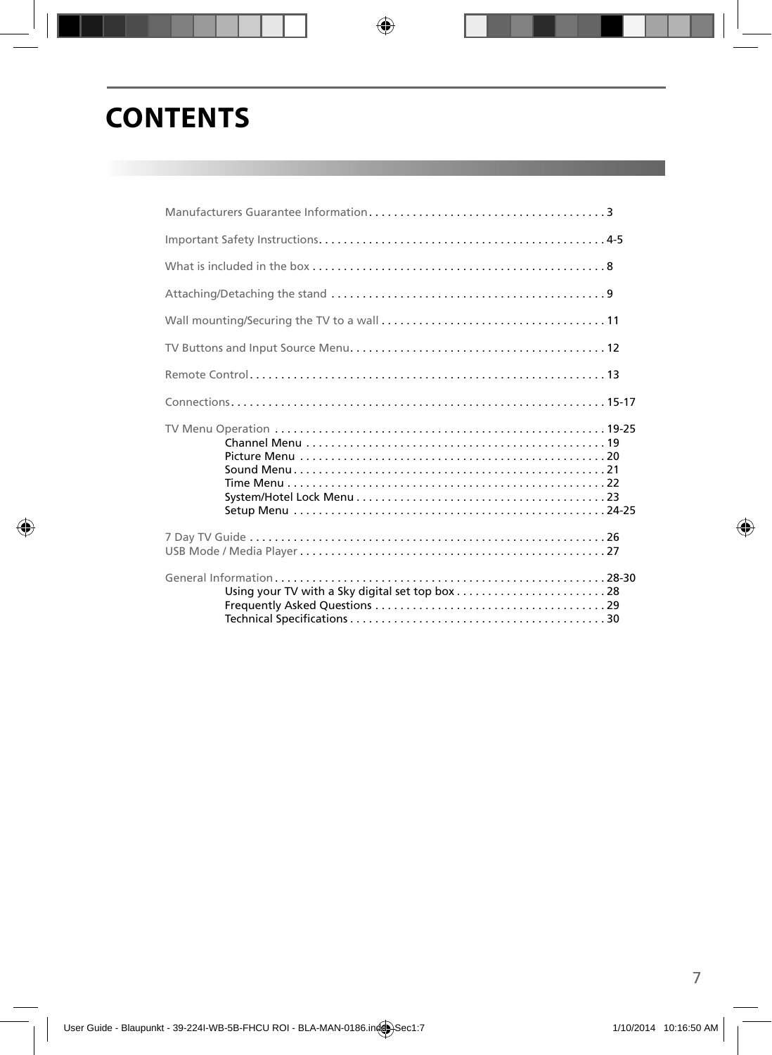# CONTENTS

Manufacturers Guarantee Information . . . . . . . . . . . . . . . . . . . . . . . . . . . . . . . . . . . . . . 3

Important Safety Instructions. . . . . . . . . . . . . . . . . . . . . . . . . . . . . . . . . . . . . . . . . . . . . 4-5

What is included in the box . . . . . . . . . . . . . . . . . . . . . . . . . . . . . . . . . . . . . . . . . . . . . . 8

Attaching/Detaching the stand . . . . . . . . . . . . . . . . . . . . . . . . . . . . . . . . . . . . . . . . . . . 9

Wall mounting/Securing the TV to a wall . . . . . . . . . . . . . . . . . . . . . . . . . . . . . . . . . . . 11

TV Buttons and Input Source Menu. . . . . . . . . . . . . . . . . . . . . . . . . . . . . . . . . . . . . . . . 12

Remote Control. . . . . . . . . . . . . . . . . . . . . . . . . . . . . . . . . . . . . . . . . . . . . . . . . . . . . . . . . 13

Connections. . . . . . . . . . . . . . . . . . . . . . . . . . . . . . . . . . . . . . . . . . . . . . . . . . . . . . . . . . . 15-17

TV Menu Operation . . . . . . . . . . . . . . . . . . . . . . . . . . . . . . . . . . . . . . . . . . . . . . . . . . . . 19-25
- Channel Menu . . . . . . . . . . . . . . . . . . . . . . . . . . . . . . . . . . . . . . . . . . . . . . . . 19
- Picture Menu . . . . . . . . . . . . . . . . . . . . . . . . . . . . . . . . . . . . . . . . . . . . . . . . . 20
- Sound Menu . . . . . . . . . . . . . . . . . . . . . . . . . . . . . . . . . . . . . . . . . . . . . . . . . . 21
- Time Menu . . . . . . . . . . . . . . . . . . . . . . . . . . . . . . . . . . . . . . . . . . . . . . . . . . . 22
- System/Hotel Lock Menu . . . . . . . . . . . . . . . . . . . . . . . . . . . . . . . . . . . . . . . 23
- Setup Menu . . . . . . . . . . . . . . . . . . . . . . . . . . . . . . . . . . . . . . . . . . . . . . . . . 24-25

7 Day TV Guide . . . . . . . . . . . . . . . . . . . . . . . . . . . . . . . . . . . . . . . . . . . . . . . . . . . . . . . . 26

USB Mode / Media Player . . . . . . . . . . . . . . . . . . . . . . . . . . . . . . . . . . . . . . . . . . . . . . . . 27

General Information . . . . . . . . . . . . . . . . . . . . . . . . . . . . . . . . . . . . . . . . . . . . . . . . . . . 28-30
- Using your TV with a Sky digital set top box . . . . . . . . . . . . . . . . . . . . . . . . 28
- Frequently Asked Questions . . . . . . . . . . . . . . . . . . . . . . . . . . . . . . . . . . . . . 29
- Technical Specifications . . . . . . . . . . . . . . . . . . . . . . . . . . . . . . . . . . . . . . . . . 30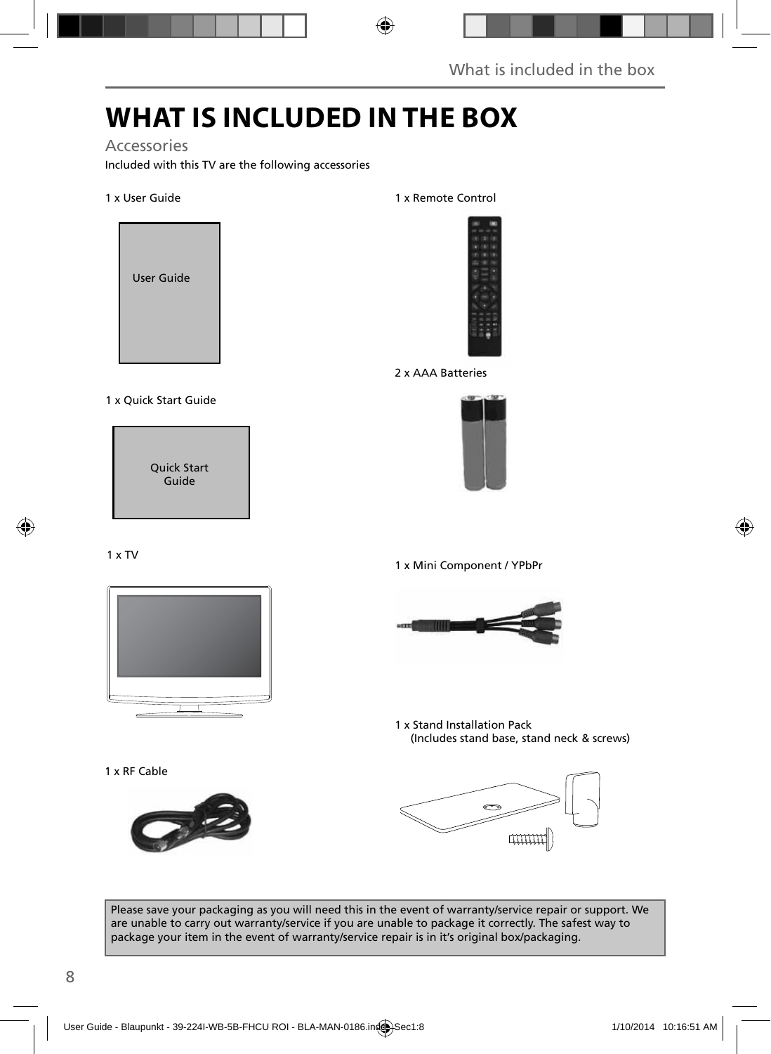# WHAT IS INCLUDED IN THE BOX

## Accessories

Included with this TV are the following accessories

1 x User Guide

User Guide

1 x Quick Start Guide

Quick Start Guide

1 x TV

1 x RF Cable

1 x Remote Control

2 x AAA Batteries

1 x Mini Component / YPbPr

1 x Stand Installation Pack
(Includes stand base, stand neck & screws)

Please save your packaging as you will need this in the event of warranty/service repair or support. We are unable to carry out warranty/service if you are unable to package it correctly. The safest way to package your item in the event of warranty/service repair is in it's original box/packaging.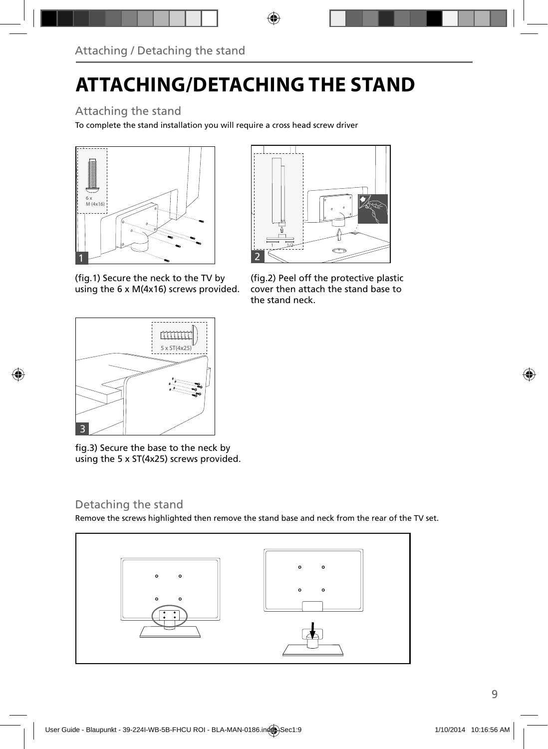# ATTACHING/DETACHING THE STAND

## Attaching the stand

To complete the stand installation you will require a cross head screw driver

(fig.1) Secure the neck to the TV by using the 6 x M(4x16) screws provided.

(fig.2) Peel off the protective plastic cover then attach the stand base to the stand neck.

fig.3) Secure the base to the neck by using the 5 x ST(4x25) screws provided.

## Detaching the stand

Remove the screws highlighted then remove the stand base and neck from the rear of the TV set.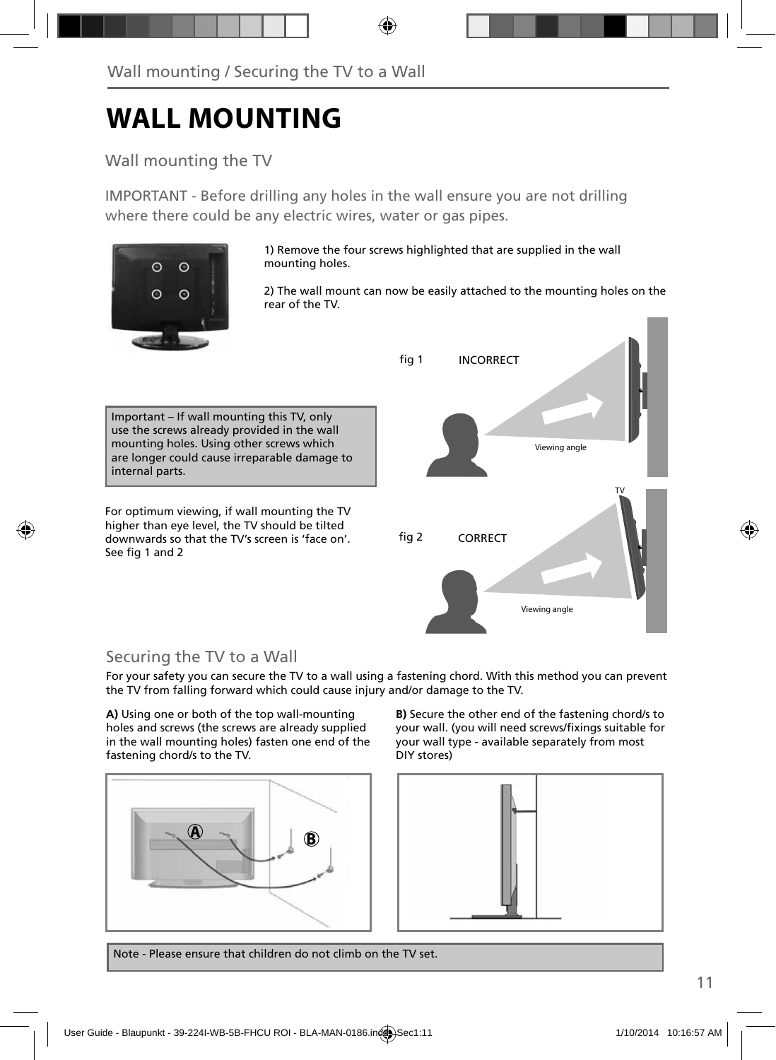# WALL MOUNTING

## Wall mounting the TV

IMPORTANT - Before drilling any holes in the wall ensure you are not drilling where there could be any electric wires, water or gas pipes.

1) Remove the four screws highlighted that are supplied in the wall mounting holes.

2) The wall mount can now be easily attached to the mounting holes on the rear of the TV.

fig 1 INCORRECT

Viewing angle

Important – If wall mounting this TV, only use the screws already provided in the wall mounting holes. Using other screws which are longer could cause irreparable damage to internal parts.

TV

For optimum viewing, if wall mounting the TV higher than eye level, the TV should be tilted downwards so that the TV's screen is 'face on'. See fig 1 and 2

fig 2 CORRECT

Viewing angle

## Securing the TV to a Wall

For your safety you can secure the TV to a wall using a fastening chord. With this method you can prevent the TV from falling forward which could cause injury and/or damage to the TV.

**A)** Using one or both of the top wall-mounting holes and screws (the screws are already supplied in the wall mounting holes) fasten one end of the fastening chord/s to the TV.

**B)** Secure the other end of the fastening chord/s to your wall. (you will need screws/fixings suitable for your wall type - available separately from most DIY stores)

Note - Please ensure that children do not climb on the TV set.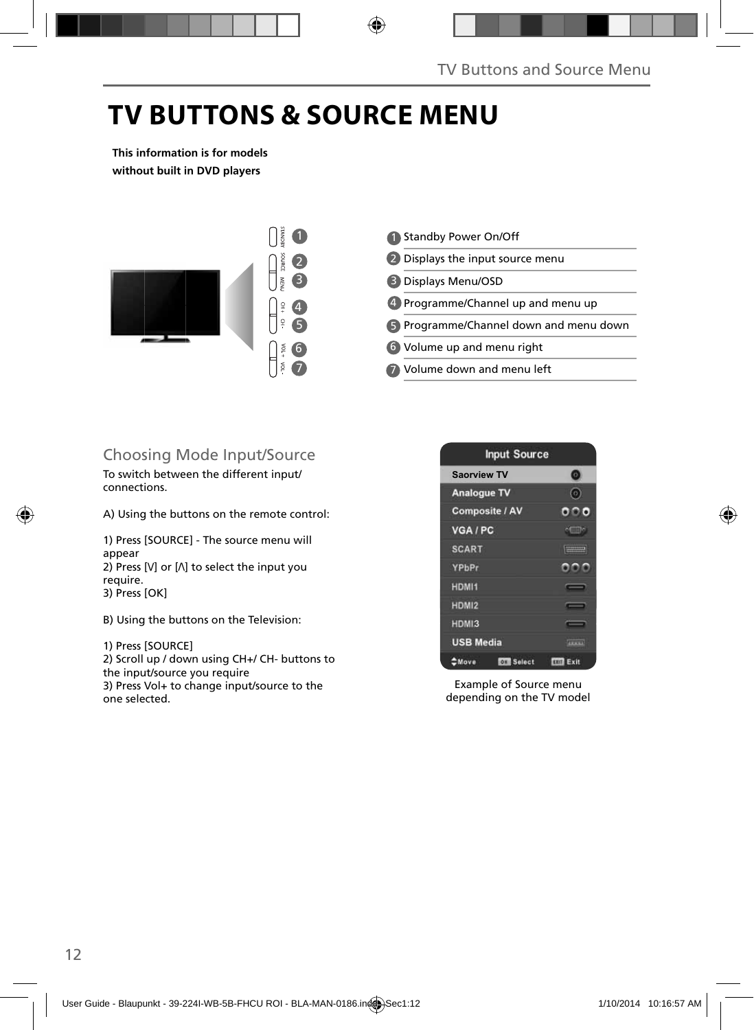# TV BUTTONS & SOURCE MENU

**This information is for models without built in DVD players**

1. Standby Power On/Off
2. Displays the input source menu
3. Displays Menu/OSD
4. Programme/Channel up and menu up
5. Programme/Channel down and menu down
6. Volume up and menu right
7. Volume down and menu left

## Choosing Mode Input/Source

To switch between the different input/ connections.

A) Using the buttons on the remote control:

1) Press [SOURCE] - The source menu will appear
2) Press [V] or [Λ] to select the input you require.
3) Press [OK]

B) Using the buttons on the Television:

1) Press [SOURCE]
2) Scroll up / down using CH+/ CH- buttons to the input/source you require
3) Press Vol+ to change input/source to the one selected.

Example of Source menu depending on the TV model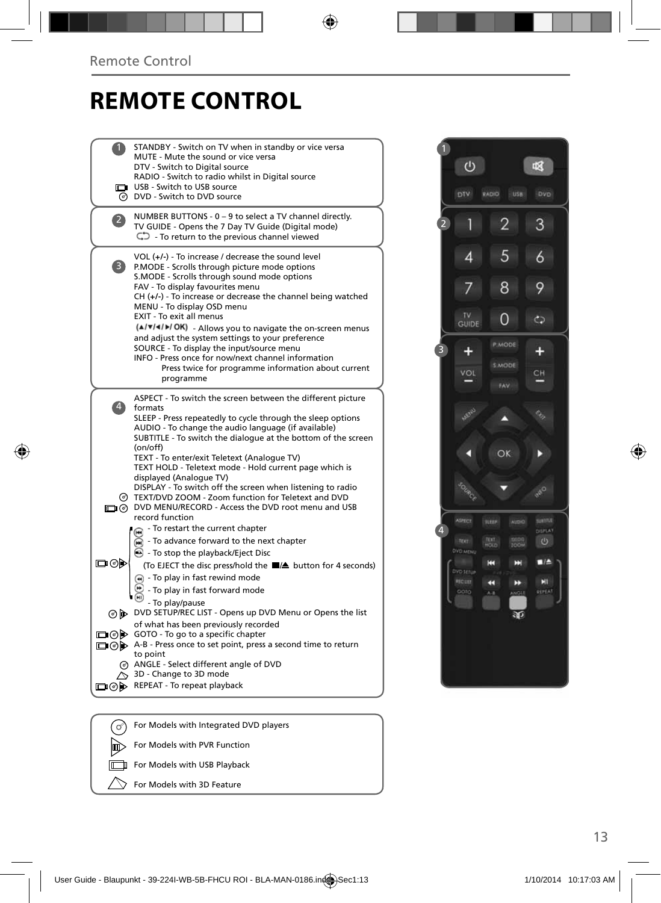# REMOTE CONTROL

**1**

STANDBY - Switch on TV when in standby or vice versa
MUTE - Mute the sound or vice versa
DTV - Switch to Digital source
RADIO - Switch to radio whilst in Digital source
USB - Switch to USB source
DVD - Switch to DVD source

**2**

NUMBER BUTTONS - 0 – 9 to select a TV channel directly.
TV GUIDE - Opens the 7 Day TV Guide (Digital mode)
- To return to the previous channel viewed

**3**

VOL (+/-) - To increase / decrease the sound level
P.MODE - Scrolls through picture mode options
S.MODE - Scrolls through sound mode options
FAV - To display favourites menu
CH (+/-) - To increase or decrease the channel being watched
MENU - To display OSD menu
EXIT - To exit all menus
(▲/▼/◄/►/ OK) - Allows you to navigate the on-screen menus and adjust the system settings to your preference
SOURCE - To display the input/source menu
INFO - Press once for now/next channel information
Press twice for programme information about current programme

**4**

ASPECT - To switch the screen between the different picture formats
SLEEP - Press repeatedly to cycle through the sleep options
AUDIO - To change the audio language (if available)
SUBTITLE - To switch the dialogue at the bottom of the screen (on/off)
TEXT - To enter/exit Teletext (Analogue TV)
TEXT HOLD - Teletext mode - Hold current page which is displayed (Analogue TV)
DISPLAY - To switch off the screen when listening to radio
TEXT/DVD ZOOM - Zoom function for Teletext and DVD
DVD MENU/RECORD - Access the DVD root menu and USB record function
- To restart the current chapter
- To advance forward to the next chapter
- To stop the playback/Eject Disc
(To EJECT the disc press/hold the ■/⏏ button for 4 seconds)
- To play in fast rewind mode
- To play in fast forward mode
- To play/pause
DVD SETUP/REC LIST - Opens up DVD Menu or Opens the list of what has been previously recorded
GOTO - To go to a specific chapter
A-B - Press once to set point, press a second time to return to point
ANGLE - Select different angle of DVD
3D - Change to 3D mode
REPEAT - To repeat playback

For Models with Integrated DVD players
For Models with PVR Function
For Models with USB Playback
For Models with 3D Feature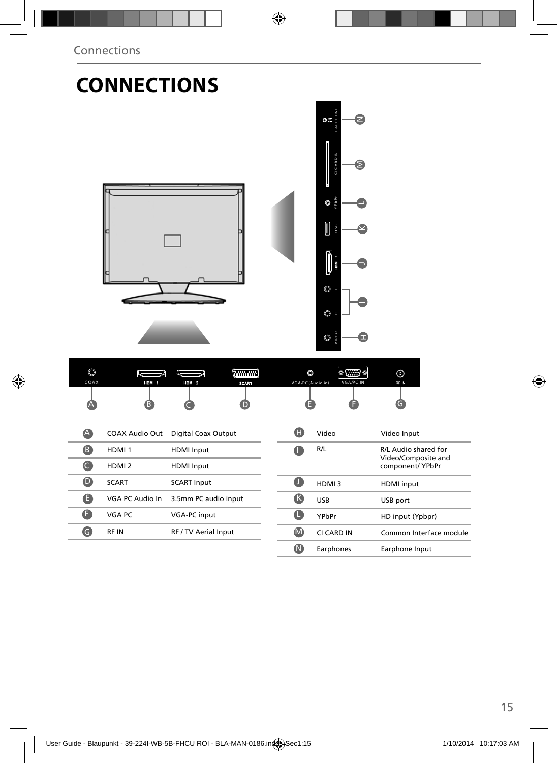# CONNECTIONS

| | | |
|---|---|---|
| A | COAX Audio Out | Digital Coax Output |
| B | HDMI 1 | HDMI Input |
| C | HDMI 2 | HDMI Input |
| D | SCART | SCART Input |
| E | VGA PC Audio In | 3.5mm PC audio input |
| F | VGA PC | VGA-PC input |
| G | RF IN | RF / TV Aerial Input |

| | | |
|---|---|---|
| H | Video | Video Input |
| I | R/L | R/L Audio shared for Video/Composite and component/ YPbPr |
| J | HDMI 3 | HDMI input |
| K | USB | USB port |
| L | YPbPr | HD input (Ypbpr) |
| M | CI CARD IN | Common Interface module |
| N | Earphones | Earphone Input |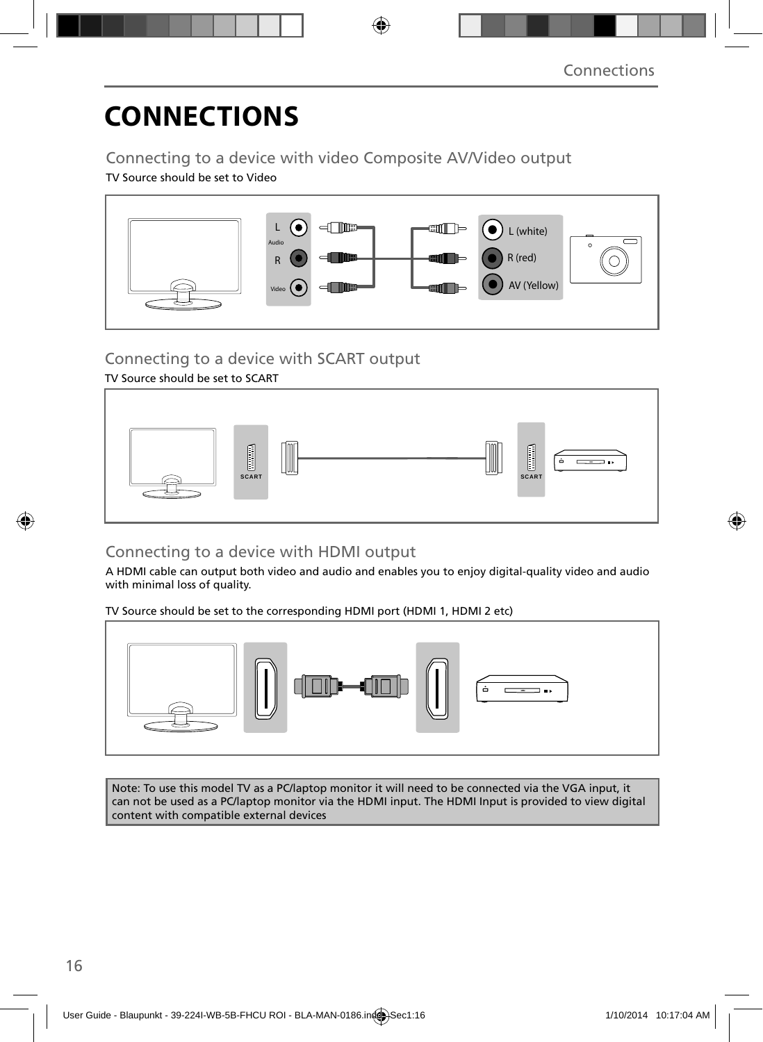# CONNECTIONS

## Connecting to a device with video Composite AV/Video output

TV Source should be set to Video

L
Audio
R
Video

L (white)
R (red)
AV (Yellow)

## Connecting to a device with SCART output

TV Source should be set to SCART

SCART

SCART

## Connecting to a device with HDMI output

A HDMI cable can output both video and audio and enables you to enjoy digital-quality video and audio with minimal loss of quality.

TV Source should be set to the corresponding HDMI port (HDMI 1, HDMI 2 etc)

Note: To use this model TV as a PC/laptop monitor it will need to be connected via the VGA input, it can not be used as a PC/laptop monitor via the HDMI input. The HDMI Input is provided to view digital content with compatible external devices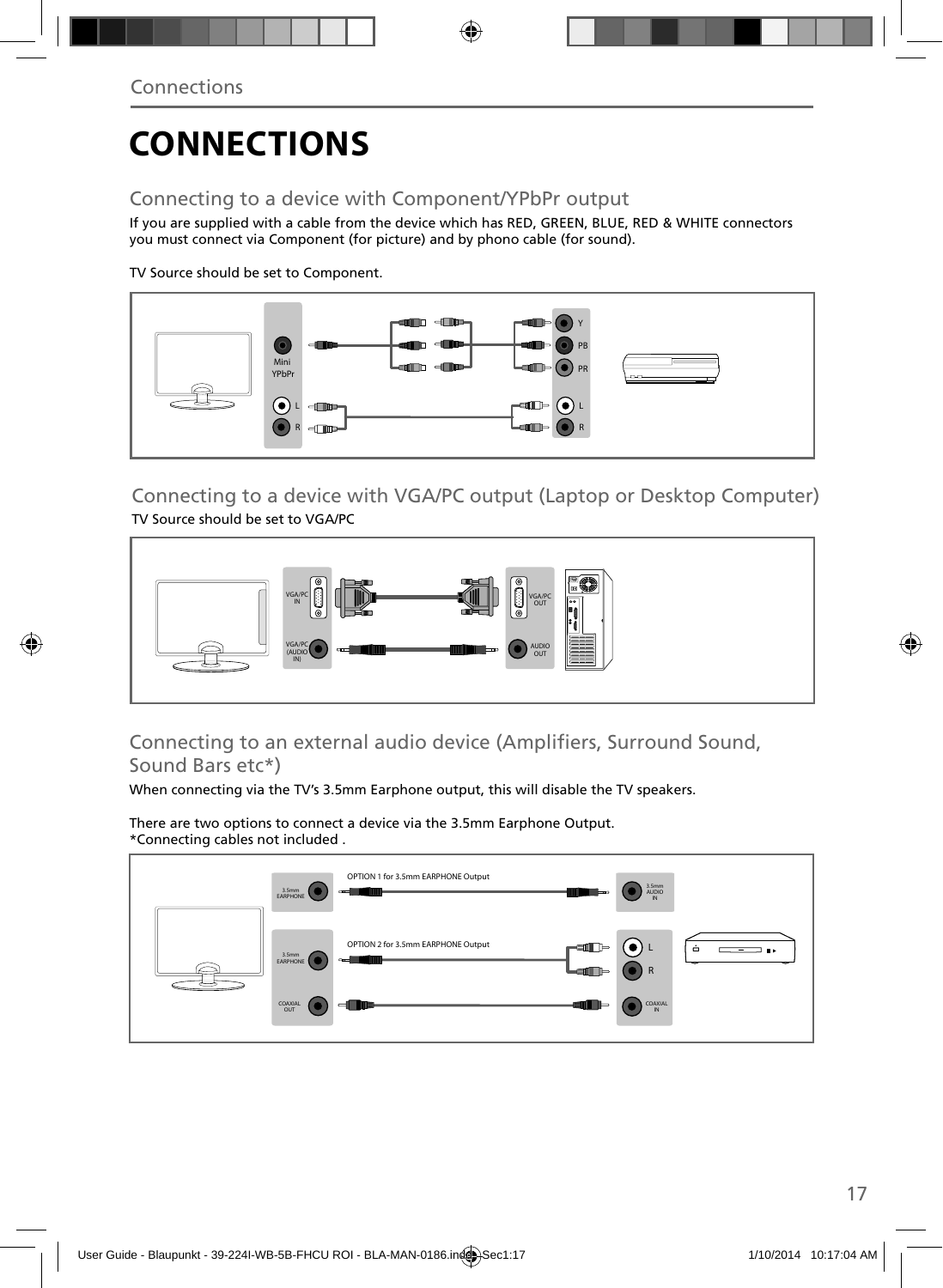# CONNECTIONS

## Connecting to a device with Component/YPbPr output

If you are supplied with a cable from the device which has RED, GREEN, BLUE, RED & WHITE connectors you must connect via Component (for picture) and by phono cable (for sound).

TV Source should be set to Component.

Mini YPbPr
L
R
Y
PB
PR
L
R

## Connecting to a device with VGA/PC output (Laptop or Desktop Computer)

TV Source should be set to VGA/PC

VGA/PC IN
VGA/PC (AUDIO IN)
VGA/PC OUT
AUDIO OUT

## Connecting to an external audio device (Amplifiers, Surround Sound, Sound Bars etc*)

When connecting via the TV's 3.5mm Earphone output, this will disable the TV speakers.

There are two options to connect a device via the 3.5mm Earphone Output.
*Connecting cables not included .

OPTION 1 for 3.5mm EARPHONE Output
3.5mm EARPHONE
3.5mm AUDIO IN

OPTION 2 for 3.5mm EARPHONE Output
3.5mm EARPHONE
L
R

COAXIAL OUT
COAXIAL IN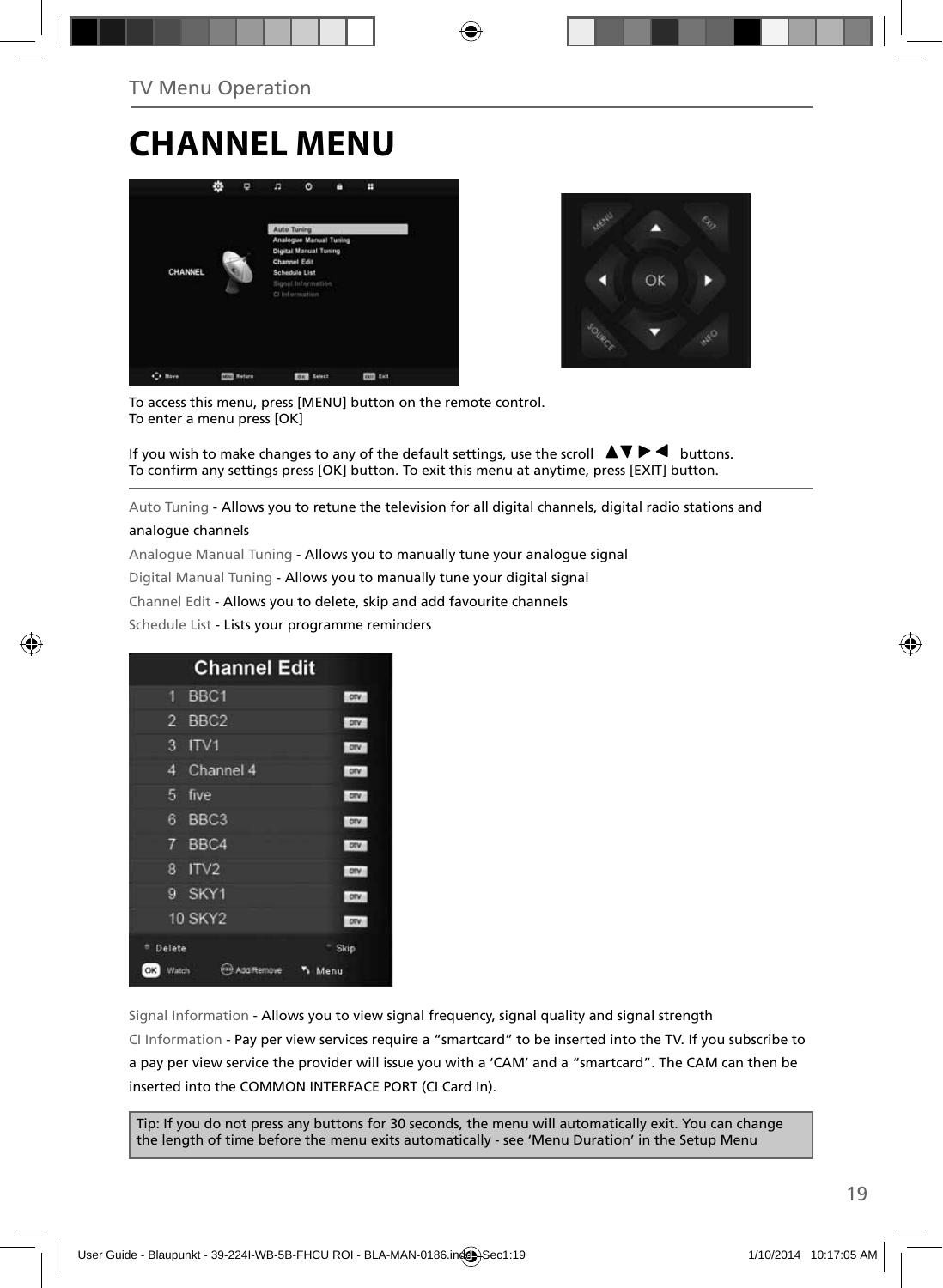TV Menu Operation

# CHANNEL MENU

To access this menu, press [MENU] button on the remote control.
To enter a menu press [OK]

If you wish to make changes to any of the default settings, use the scroll ▲▼▶◀ buttons.
To confirm any settings press [OK] button. To exit this menu at anytime, press [EXIT] button.

Auto Tuning - Allows you to retune the television for all digital channels, digital radio stations and analogue channels

Analogue Manual Tuning - Allows you to manually tune your analogue signal

Digital Manual Tuning - Allows you to manually tune your digital signal

Channel Edit - Allows you to delete, skip and add favourite channels

Schedule List - Lists your programme reminders

Signal Information - Allows you to view signal frequency, signal quality and signal strength

CI Information - Pay per view services require a "smartcard" to be inserted into the TV. If you subscribe to a pay per view service the provider will issue you with a 'CAM' and a "smartcard". The CAM can then be inserted into the COMMON INTERFACE PORT (CI Card In).

Tip: If you do not press any buttons for 30 seconds, the menu will automatically exit. You can change the length of time before the menu exits automatically - see 'Menu Duration' in the Setup Menu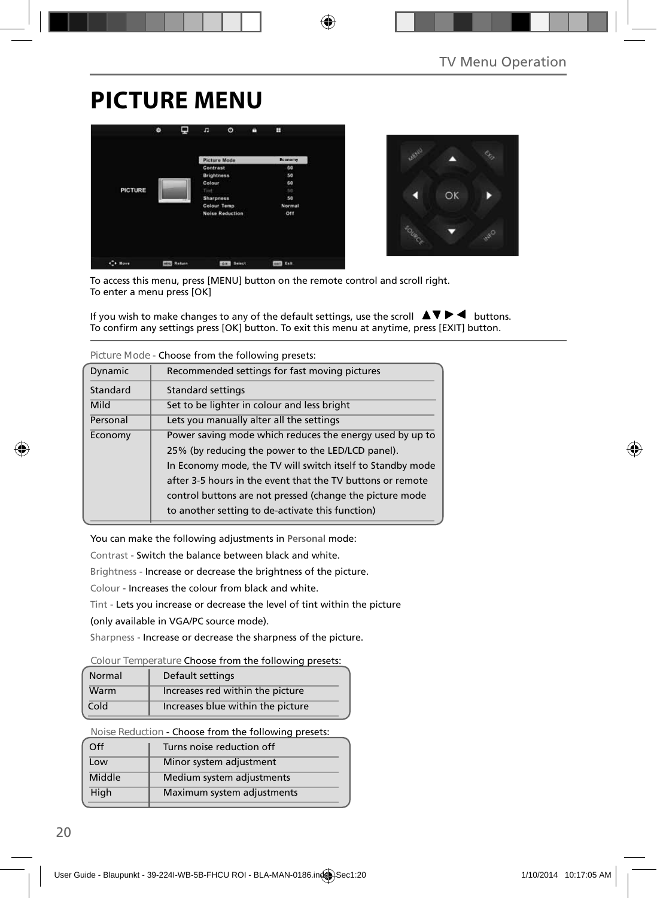# PICTURE MENU

To access this menu, press [MENU] button on the remote control and scroll right.
To enter a menu press [OK]

If you wish to make changes to any of the default settings, use the scroll ▲▼▶◀ buttons.
To confirm any settings press [OK] button. To exit this menu at anytime, press [EXIT] button.

Picture Mode - Choose from the following presets:

| | |
|---|---|
| Dynamic | Recommended settings for fast moving pictures |
| Standard | Standard settings |
| Mild | Set to be lighter in colour and less bright |
| Personal | Lets you manually alter all the settings |
| Economy | Power saving mode which reduces the energy used by up to 25% (by reducing the power to the LED/LCD panel). In Economy mode, the TV will switch itself to Standby mode after 3-5 hours in the event that the TV buttons or remote control buttons are not pressed (change the picture mode to another setting to de-activate this function) |

You can make the following adjustments in **Personal** mode:

Contrast - Switch the balance between black and white.

Brightness - Increase or decrease the brightness of the picture.

Colour - Increases the colour from black and white.

Tint - Lets you increase or decrease the level of tint within the picture (only available in VGA/PC source mode).

Sharpness - Increase or decrease the sharpness of the picture.

Colour Temperature Choose from the following presets:

| | |
|---|---|
| Normal | Default settings |
| Warm | Increases red within the picture |
| Cold | Increases blue within the picture |

Noise Reduction - Choose from the following presets:

| | |
|---|---|
| Off | Turns noise reduction off |
| Low | Minor system adjustment |
| Middle | Medium system adjustments |
| High | Maximum system adjustments |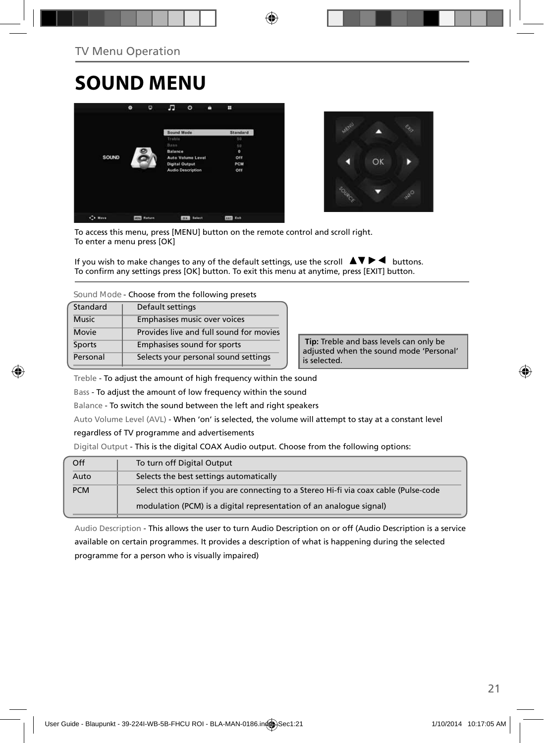TV Menu Operation

# SOUND MENU

To access this menu, press [MENU] button on the remote control and scroll right.
To enter a menu press [OK]

If you wish to make changes to any of the default settings, use the scroll ▲▼▶◀ buttons.
To confirm any settings press [OK] button. To exit this menu at anytime, press [EXIT] button.

Sound Mode - Choose from the following presets

| | |
|---|---|
| Standard | Default settings |
| Music | Emphasises music over voices |
| Movie | Provides live and full sound for movies |
| Sports | Emphasises sound for sports |
| Personal | Selects your personal sound settings |

**Tip:** Treble and bass levels can only be adjusted when the sound mode 'Personal' is selected.

Treble - To adjust the amount of high frequency within the sound

Bass - To adjust the amount of low frequency within the sound

Balance - To switch the sound between the left and right speakers

Auto Volume Level (AVL) - When 'on' is selected, the volume will attempt to stay at a constant level regardless of TV programme and advertisements

Digital Output - This is the digital COAX Audio output. Choose from the following options:

| | |
|---|---|
| Off | To turn off Digital Output |
| Auto | Selects the best settings automatically |
| PCM | Select this option if you are connecting to a Stereo Hi-fi via coax cable (Pulse-code modulation (PCM) is a digital representation of an analogue signal) |

Audio Description - This allows the user to turn Audio Description on or off (Audio Description is a service available on certain programmes. It provides a description of what is happening during the selected programme for a person who is visually impaired)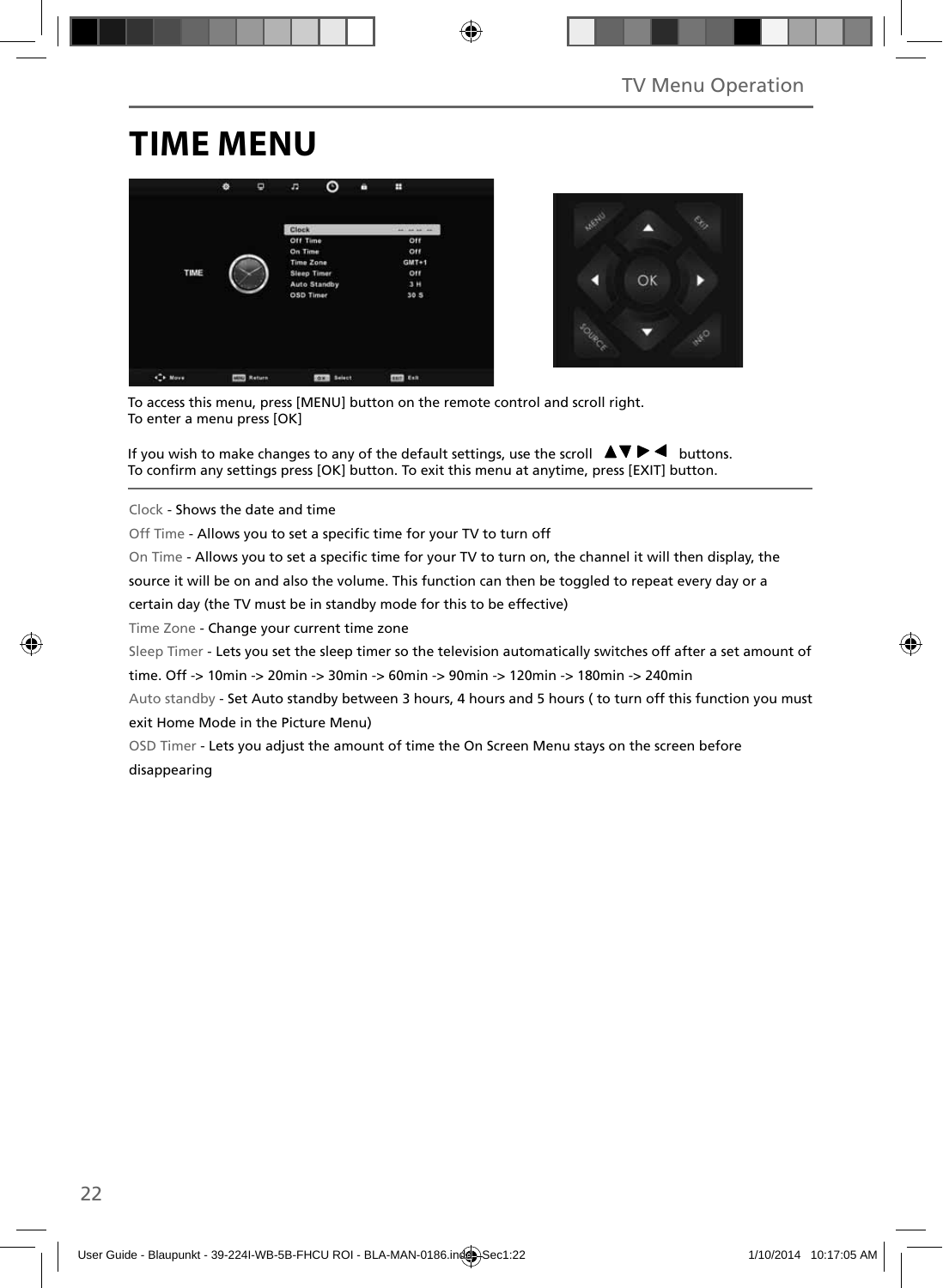# TIME MENU

To access this menu, press [MENU] button on the remote control and scroll right.
To enter a menu press [OK]

If you wish to make changes to any of the default settings, use the scroll ▲▼▶◀ buttons.
To confirm any settings press [OK] button. To exit this menu at anytime, press [EXIT] button.

Clock - Shows the date and time

Off Time - Allows you to set a specific time for your TV to turn off

On Time - Allows you to set a specific time for your TV to turn on, the channel it will then display, the source it will be on and also the volume. This function can then be toggled to repeat every day or a certain day (the TV must be in standby mode for this to be effective)

Time Zone - Change your current time zone

Sleep Timer - Lets you set the sleep timer so the television automatically switches off after a set amount of time. Off -> 10min -> 20min -> 30min -> 60min -> 90min -> 120min -> 180min -> 240min

Auto standby - Set Auto standby between 3 hours, 4 hours and 5 hours ( to turn off this function you must exit Home Mode in the Picture Menu)

OSD Timer - Lets you adjust the amount of time the On Screen Menu stays on the screen before disappearing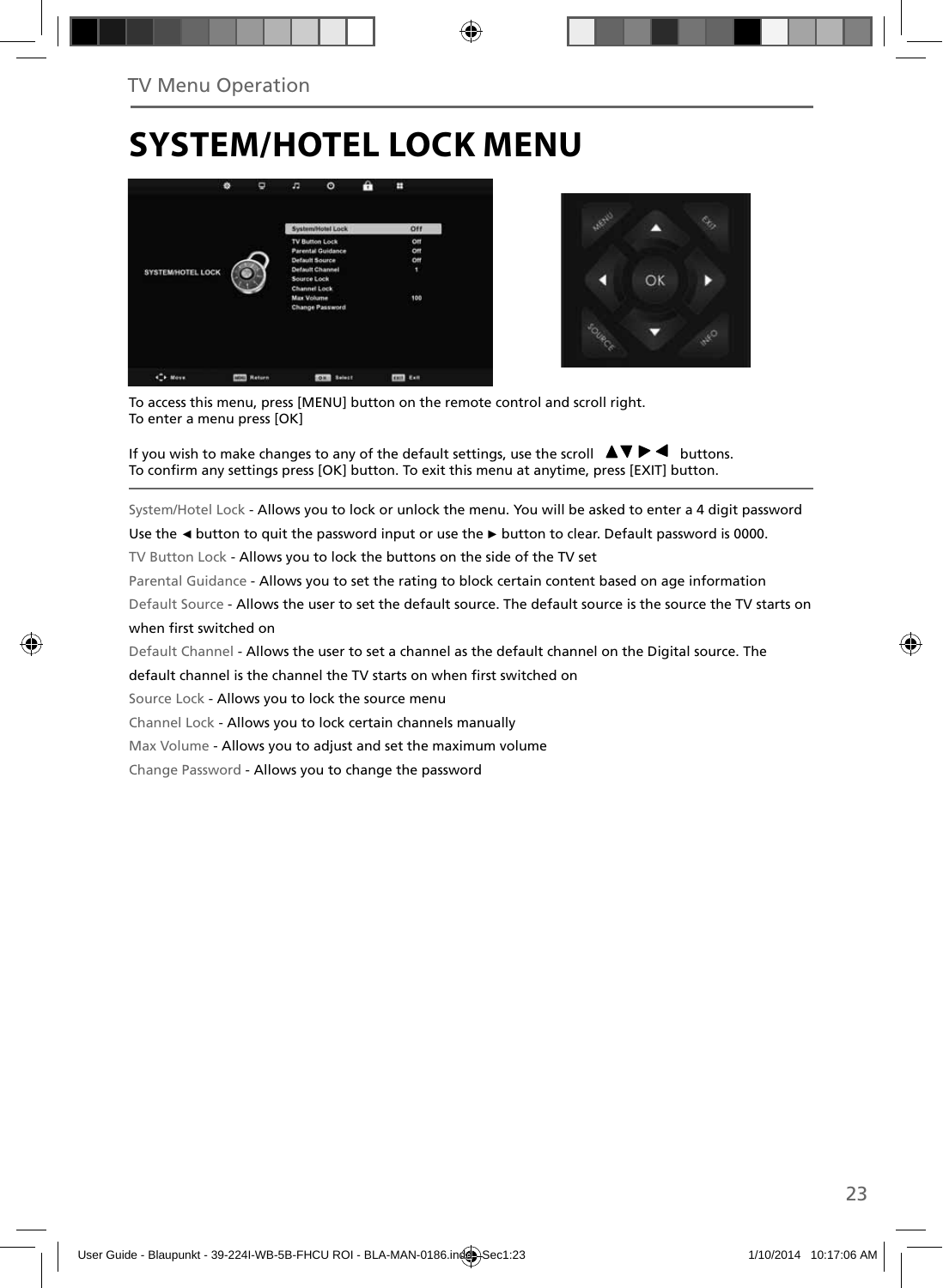# SYSTEM/HOTEL LOCK MENU

To access this menu, press [MENU] button on the remote control and scroll right.
To enter a menu press [OK]

If you wish to make changes to any of the default settings, use the scroll ▲▼ ► ◄ buttons.
To confirm any settings press [OK] button. To exit this menu at anytime, press [EXIT] button.

System/Hotel Lock - Allows you to lock or unlock the menu. You will be asked to enter a 4 digit password

Use the ◄ button to quit the password input or use the ► button to clear. Default password is 0000.

TV Button Lock - Allows you to lock the buttons on the side of the TV set

Parental Guidance - Allows you to set the rating to block certain content based on age information

Default Source - Allows the user to set the default source. The default source is the source the TV starts on when first switched on

Default Channel - Allows the user to set a channel as the default channel on the Digital source. The default channel is the channel the TV starts on when first switched on

Source Lock - Allows you to lock the source menu

Channel Lock - Allows you to lock certain channels manually

Max Volume - Allows you to adjust and set the maximum volume

Change Password - Allows you to change the password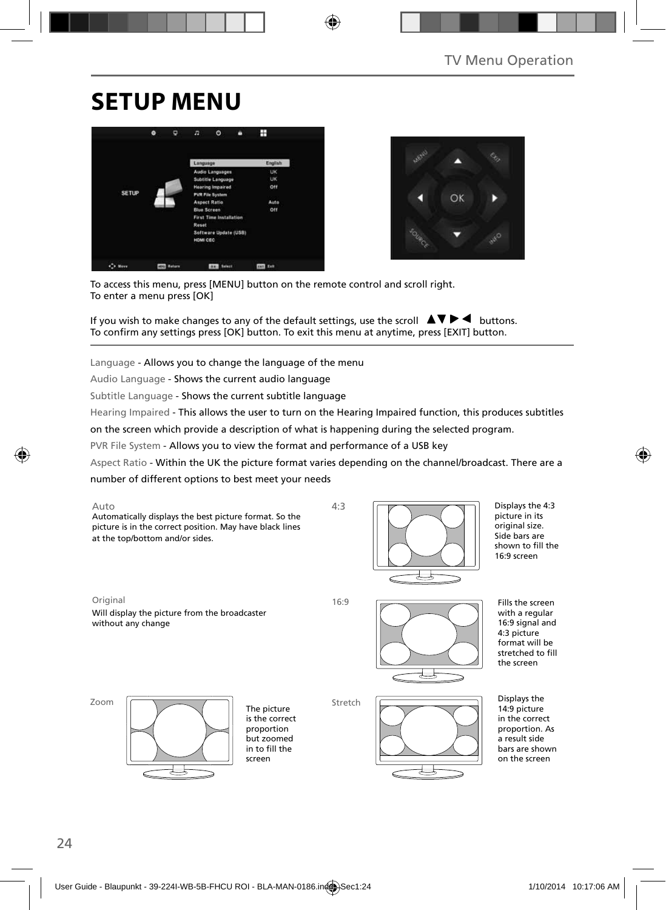# SETUP MENU

To access this menu, press [MENU] button on the remote control and scroll right.
To enter a menu press [OK]

If you wish to make changes to any of the default settings, use the scroll ▲▼▶◀ buttons.
To confirm any settings press [OK] button. To exit this menu at anytime, press [EXIT] button.

Language - Allows you to change the language of the menu

Audio Language - Shows the current audio language

Subtitle Language - Shows the current subtitle language

Hearing Impaired - This allows the user to turn on the Hearing Impaired function, this produces subtitles on the screen which provide a description of what is happening during the selected program.

PVR File System - Allows you to view the format and performance of a USB key

Aspect Ratio - Within the UK the picture format varies depending on the channel/broadcast. There are a number of different options to best meet your needs

**Auto**
Automatically displays the best picture format. So the picture is in the correct position. May have black lines at the top/bottom and/or sides.

**4:3**
Displays the 4:3 picture in its original size. Side bars are shown to fill the 16:9 screen

**Original**
Will display the picture from the broadcaster without any change

**16:9**
Fills the screen with a regular 16:9 signal and 4:3 picture format will be stretched to fill the screen

**Zoom**
The picture is the correct proportion but zoomed in to fill the screen

**Stretch**
Displays the 14:9 picture in the correct proportion. As a result side bars are shown on the screen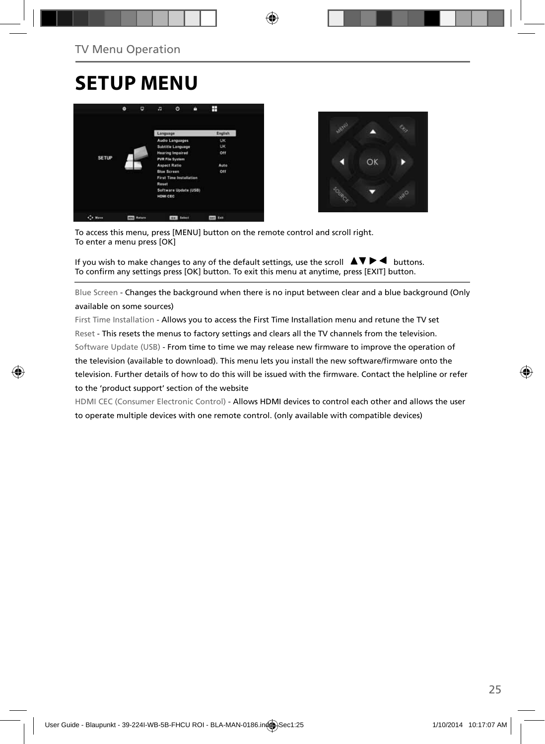# SETUP MENU

To access this menu, press [MENU] button on the remote control and scroll right.
To enter a menu press [OK]

If you wish to make changes to any of the default settings, use the scroll ▲▼ ▶ ◀ buttons.
To confirm any settings press [OK] button. To exit this menu at anytime, press [EXIT] button.

Blue Screen - Changes the background when there is no input between clear and a blue background (Only available on some sources)

First Time Installation - Allows you to access the First Time Installation menu and retune the TV set

Reset - This resets the menus to factory settings and clears all the TV channels from the television.

Software Update (USB) - From time to time we may release new firmware to improve the operation of the television (available to download). This menu lets you install the new software/firmware onto the television. Further details of how to do this will be issued with the firmware. Contact the helpline or refer to the 'product support' section of the website

HDMI CEC (Consumer Electronic Control) - Allows HDMI devices to control each other and allows the user to operate multiple devices with one remote control. (only available with compatible devices)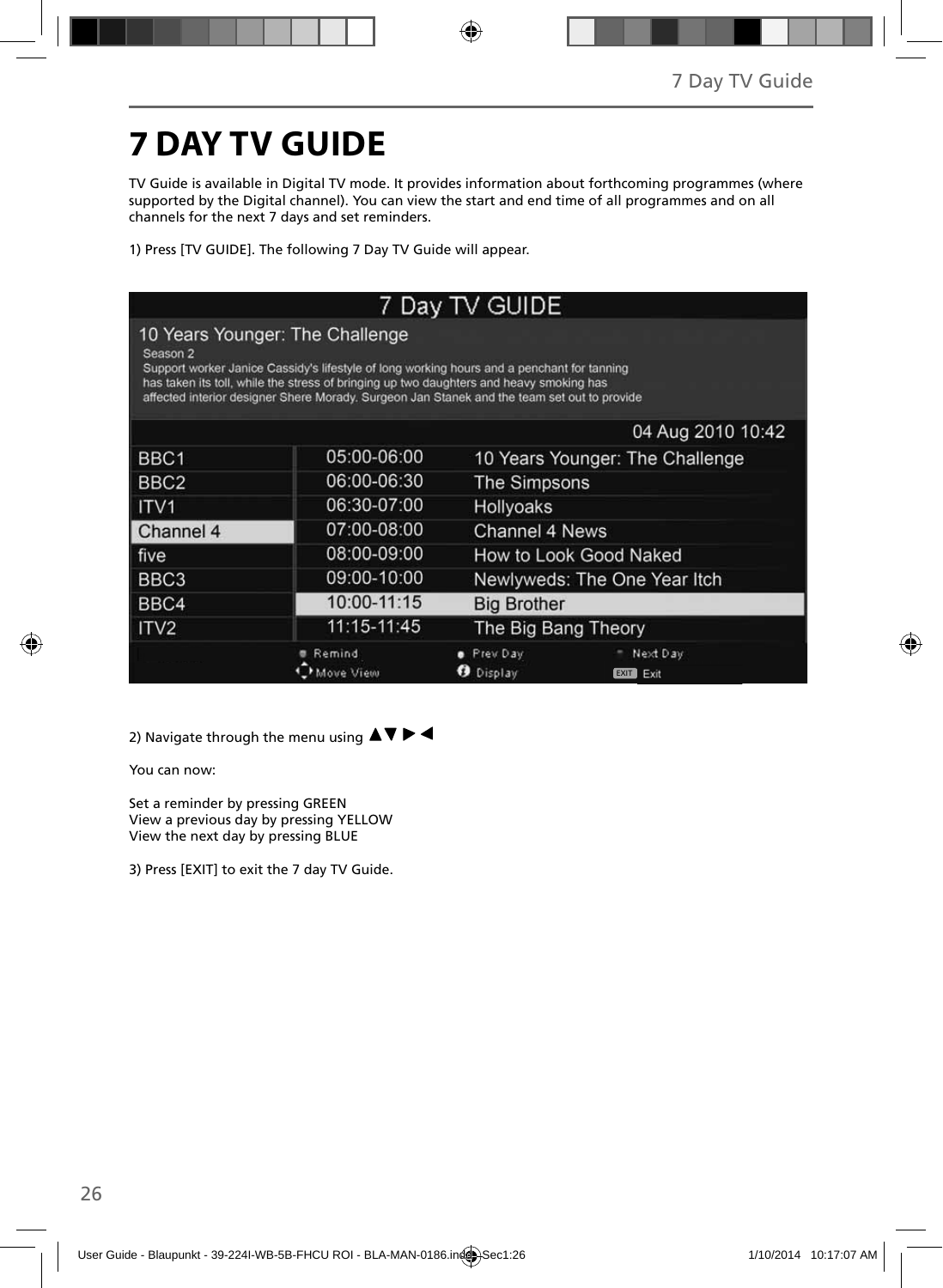# 7 DAY TV GUIDE

TV Guide is available in Digital TV mode. It provides information about forthcoming programmes (where supported by the Digital channel). You can view the start and end time of all programmes and on all channels for the next 7 days and set reminders.

1) Press [TV GUIDE]. The following 7 Day TV Guide will appear.

2) Navigate through the menu using ▲▼ ▶ ◀

You can now:

Set a reminder by pressing GREEN
View a previous day by pressing YELLOW
View the next day by pressing BLUE

3) Press [EXIT] to exit the 7 day TV Guide.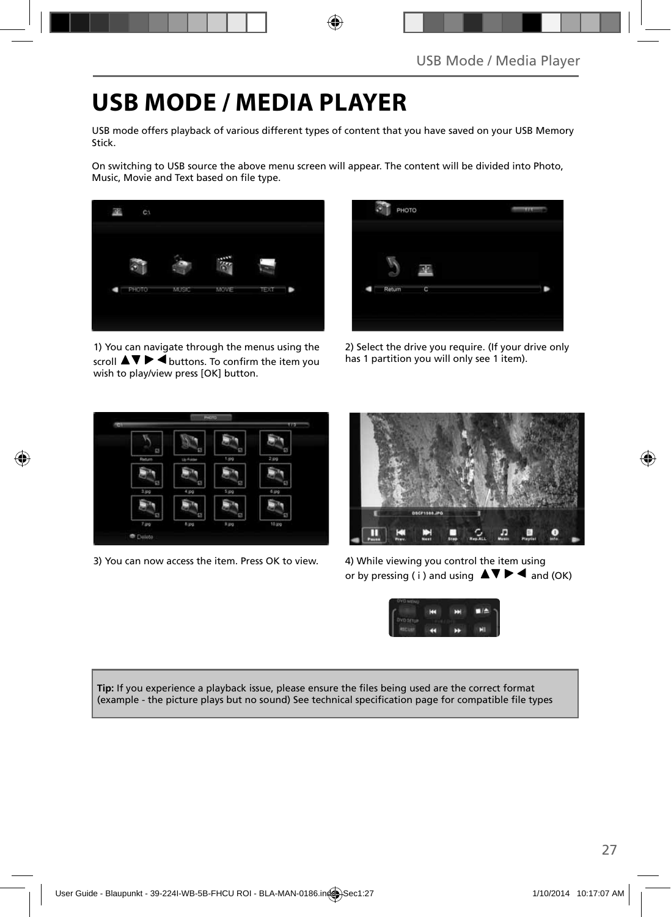# USB MODE / MEDIA PLAYER

USB mode offers playback of various different types of content that you have saved on your USB Memory Stick.

On switching to USB source the above menu screen will appear. The content will be divided into Photo, Music, Movie and Text based on file type.

1) You can navigate through the menus using the scroll ▲▼ ▶ ◀ buttons. To confirm the item you wish to play/view press [OK] button.

2) Select the drive you require. (If your drive only has 1 partition you will only see 1 item).

3) You can now access the item. Press OK to view.

4) While viewing you control the item using or by pressing ( i ) and using ▲▼ ▶ ◀ and (OK)

**Tip:** If you experience a playback issue, please ensure the files being used are the correct format (example - the picture plays but no sound) See technical specification page for compatible file types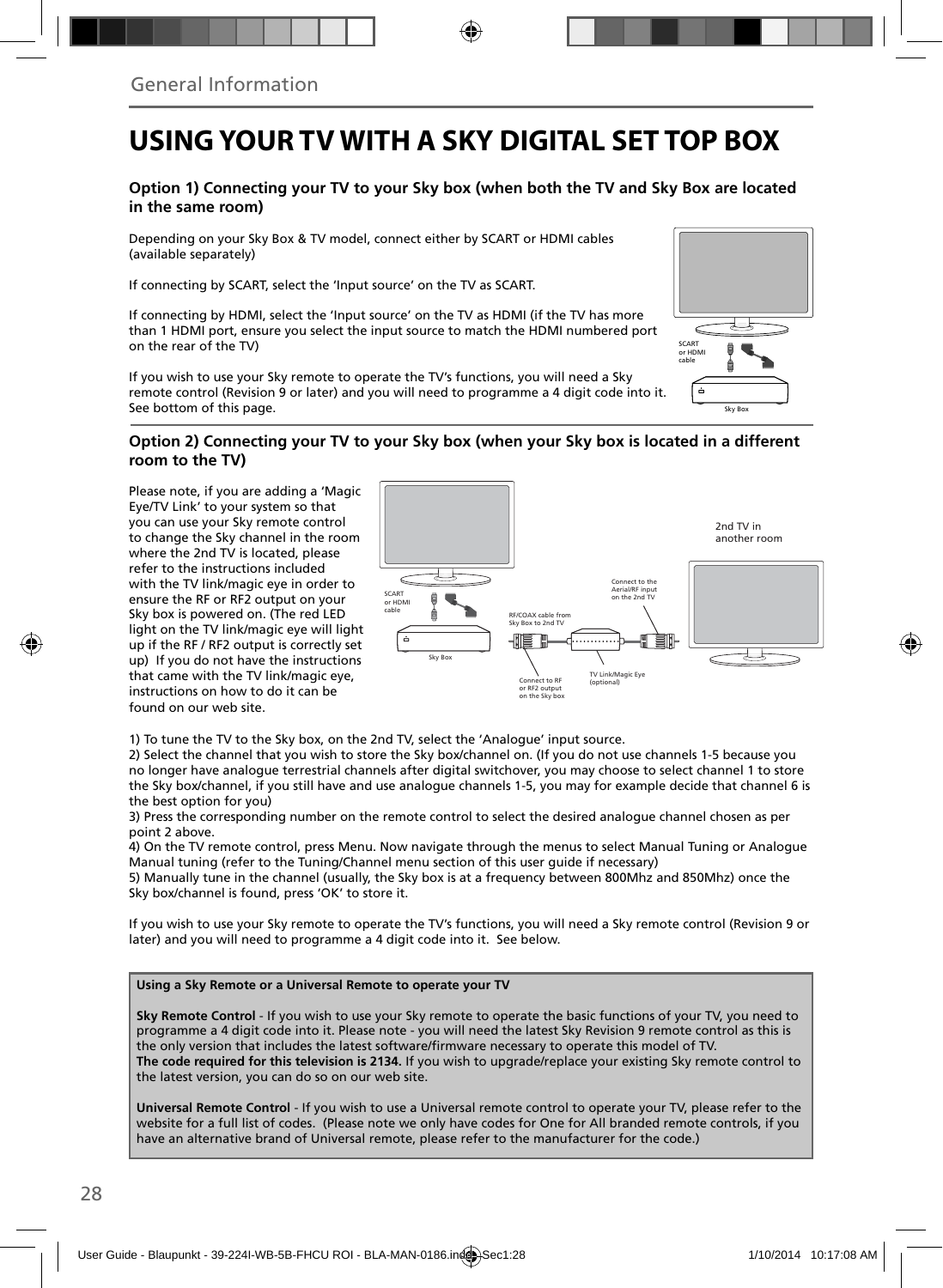# USING YOUR TV WITH A SKY DIGITAL SET TOP BOX

### Option 1) Connecting your TV to your Sky box (when both the TV and Sky Box are located in the same room)

Depending on your Sky Box & TV model, connect either by SCART or HDMI cables (available separately)

If connecting by SCART, select the 'Input source' on the TV as SCART.

If connecting by HDMI, select the 'Input source' on the TV as HDMI (if the TV has more than 1 HDMI port, ensure you select the input source to match the HDMI numbered port on the rear of the TV)

If you wish to use your Sky remote to operate the TV's functions, you will need a Sky remote control (Revision 9 or later) and you will need to programme a 4 digit code into it. See bottom of this page.

SCART or HDMI cable

Sky Box

### Option 2) Connecting your TV to your Sky box (when your Sky box is located in a different room to the TV)

Please note, if you are adding a 'Magic Eye/TV Link' to your system so that you can use your Sky remote control to change the Sky channel in the room where the 2nd TV is located, please refer to the instructions included with the TV link/magic eye in order to ensure the RF or RF2 output on your Sky box is powered on. (The red LED light on the TV link/magic eye will light up if the RF / RF2 output is correctly set up) If you do not have the instructions that came with the TV link/magic eye, instructions on how to do it can be found on our web site.

SCART or HDMI cable

Sky Box

RF/COAX cable from Sky Box to 2nd TV

Connect to RF or RF2 output on the Sky box

TV Link/Magic Eye (optional)

Connect to the Aerial/RF input on the 2nd TV

2nd TV in another room

1) To tune the TV to the Sky box, on the 2nd TV, select the 'Analogue' input source.
2) Select the channel that you wish to store the Sky box/channel on. (If you do not use channels 1-5 because you no longer have analogue terrestrial channels after digital switchover, you may choose to select channel 1 to store the Sky box/channel, if you still have and use analogue channels 1-5, you may for example decide that channel 6 is the best option for you)
3) Press the corresponding number on the remote control to select the desired analogue channel chosen as per point 2 above.
4) On the TV remote control, press Menu. Now navigate through the menus to select Manual Tuning or Analogue Manual tuning (refer to the Tuning/Channel menu section of this user guide if necessary)
5) Manually tune in the channel (usually, the Sky box is at a frequency between 800Mhz and 850Mhz) once the Sky box/channel is found, press 'OK' to store it.

If you wish to use your Sky remote to operate the TV's functions, you will need a Sky remote control (Revision 9 or later) and you will need to programme a 4 digit code into it. See below.

**Using a Sky Remote or a Universal Remote to operate your TV**

**Sky Remote Control** - If you wish to use your Sky remote to operate the basic functions of your TV, you need to programme a 4 digit code into it. Please note - you will need the latest Sky Revision 9 remote control as this is the only version that includes the latest software/firmware necessary to operate this model of TV.
**The code required for this television is 2134.** If you wish to upgrade/replace your existing Sky remote control to the latest version, you can do so on our web site.

**Universal Remote Control** - If you wish to use a Universal remote control to operate your TV, please refer to the website for a full list of codes. (Please note we only have codes for One for All branded remote controls, if you have an alternative brand of Universal remote, please refer to the manufacturer for the code.)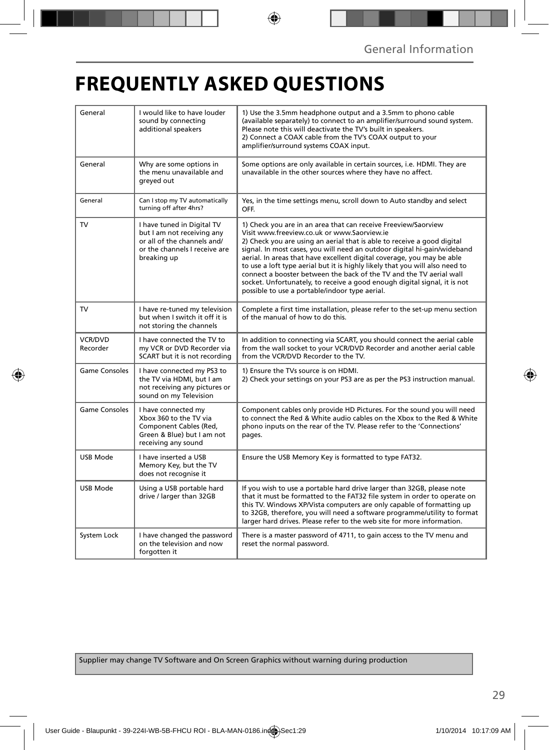# FREQUENTLY ASKED QUESTIONS

| | | |
|---|---|---|
| General | I would like to have louder sound by connecting additional speakers | 1) Use the 3.5mm headphone output and a 3.5mm to phono cable (available separately) to connect to an amplifier/surround sound system. Please note this will deactivate the TV's built in speakers.<br>2) Connect a COAX cable from the TV's COAX output to your amplifier/surround systems COAX input. |
| General | Why are some options in the menu unavailable and greyed out | Some options are only available in certain sources, i.e. HDMI. They are unavailable in the other sources where they have no affect. |
| General | Can I stop my TV automatically turning off after 4hrs? | Yes, in the time settings menu, scroll down to Auto standby and select OFF. |
| TV | I have tuned in Digital TV but I am not receiving any or all of the channels and/ or the channels I receive are breaking up | 1) Check you are in an area that can receive Freeview/Saorview Visit www.freeview.co.uk or www.Saorview.ie<br>2) Check you are using an aerial that is able to receive a good digital signal. In most cases, you will need an outdoor digital hi-gain/wideband aerial. In areas that have excellent digital coverage, you may be able to use a loft type aerial but it is highly likely that you will also need to connect a booster between the back of the TV and the TV aerial wall socket. Unfortunately, to receive a good enough digital signal, it is not possible to use a portable/indoor type aerial. |
| TV | I have re-tuned my television but when I switch it off it is not storing the channels | Complete a first time installation, please refer to the set-up menu section of the manual of how to do this. |
| VCR/DVD Recorder | I have connected the TV to my VCR or DVD Recorder via SCART but it is not recording | In addition to connecting via SCART, you should connect the aerial cable from the wall socket to your VCR/DVD Recorder and another aerial cable from the VCR/DVD Recorder to the TV. |
| Game Consoles | I have connected my PS3 to the TV via HDMI, but I am not receiving any pictures or sound on my Television | 1) Ensure the TVs source is on HDMI.<br>2) Check your settings on your PS3 are as per the PS3 instruction manual. |
| Game Consoles | I have connected my Xbox 360 to the TV via Component Cables (Red, Green & Blue) but I am not receiving any sound | Component cables only provide HD Pictures. For the sound you will need to connect the Red & White audio cables on the Xbox to the Red & White phono inputs on the rear of the TV. Please refer to the 'Connections' pages. |
| USB Mode | I have inserted a USB Memory Key, but the TV does not recognise it | Ensure the USB Memory Key is formatted to type FAT32. |
| USB Mode | Using a USB portable hard drive / larger than 32GB | If you wish to use a portable hard drive larger than 32GB, please note that it must be formatted to the FAT32 file system in order to operate on this TV. Windows XP/Vista computers are only capable of formatting up to 32GB, therefore, you will need a software programme/utility to format larger hard drives. Please refer to the web site for more information. |
| System Lock | I have changed the password on the television and now forgotten it | There is a master password of 4711, to gain access to the TV menu and reset the normal password. |

Supplier may change TV Software and On Screen Graphics without warning during production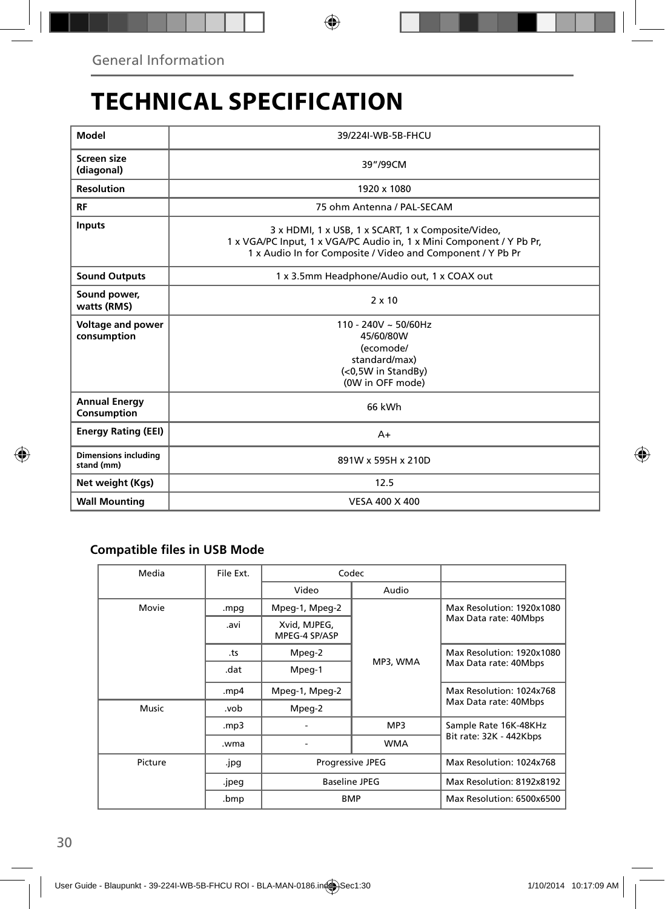General Information

# TECHNICAL SPECIFICATION

| | |
|---|---|
| **Model** | 39/224I-WB-5B-FHCU |
| **Screen size (diagonal)** | 39"/99CM |
| **Resolution** | 1920 x 1080 |
| **RF** | 75 ohm Antenna / PAL-SECAM |
| **Inputs** | 3 x HDMI, 1 x USB, 1 x SCART, 1 x Composite/Video, 1 x VGA/PC Input, 1 x VGA/PC Audio in, 1 x Mini Component / Y Pb Pr, 1 x Audio In for Composite / Video and Component / Y Pb Pr |
| **Sound Outputs** | 1 x 3.5mm Headphone/Audio out, 1 x COAX out |
| **Sound power, watts (RMS)** | 2 x 10 |
| **Voltage and power consumption** | 110 - 240V ~ 50/60Hz 45/60/80W (ecomode/ standard/max) (<0,5W in StandBy) (0W in OFF mode) |
| **Annual Energy Consumption** | 66 kWh |
| **Energy Rating (EEI)** | A+ |
| **Dimensions including stand (mm)** | 891W x 595H x 210D |
| **Net weight (Kgs)** | 12.5 |
| **Wall Mounting** | VESA 400 X 400 |

### Compatible files in USB Mode

| Media | File Ext. | Codec | | |
|---|---|---|---|---|
| | | Video | Audio | |
| Movie | .mpg | Mpeg-1, Mpeg-2 | MP3, WMA | Max Resolution: 1920x1080 Max Data rate: 40Mbps |
| | .avi | Xvid, MJPEG, MPEG-4 SP/ASP | | |
| | .ts | Mpeg-2 | | Max Resolution: 1920x1080 Max Data rate: 40Mbps |
| | .dat | Mpeg-1 | | |
| | .mp4 | Mpeg-1, Mpeg-2 | | Max Resolution: 1024x768 Max Data rate: 40Mbps |
| Music | .vob | Mpeg-2 | | |
| | .mp3 | - | MP3 | Sample Rate 16K-48KHz Bit rate: 32K - 442Kbps |
| | .wma | - | WMA | |
| Picture | .jpg | Progressive JPEG | | Max Resolution: 1024x768 |
| | .jpeg | Baseline JPEG | | Max Resolution: 8192x8192 |
| | .bmp | BMP | | Max Resolution: 6500x6500 |